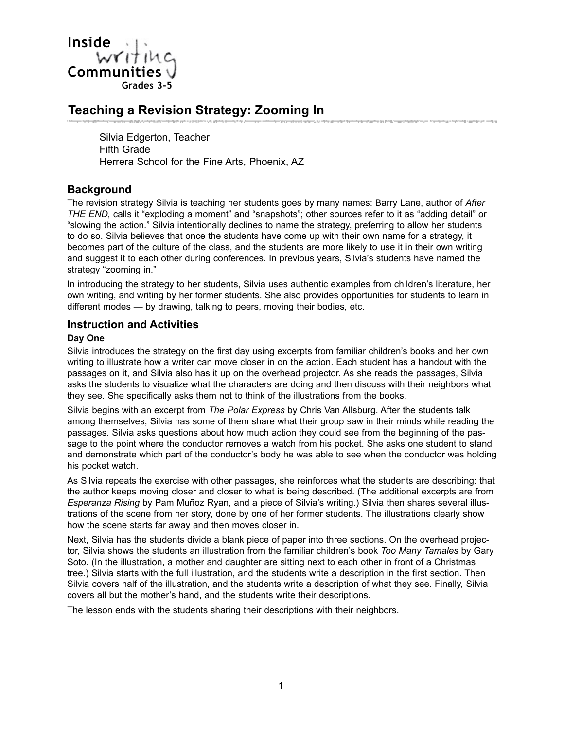Inside
writing
Communities
Grades 3-5

# Teaching a Revision Strategy: Zooming In

Silvia Edgerton, Teacher
Fifth Grade
Herrera School for the Fine Arts, Phoenix, AZ

## Background

The revision strategy Silvia is teaching her students goes by many names: Barry Lane, author of *After THE END,* calls it "exploding a moment" and "snapshots"; other sources refer to it as "adding detail" or "slowing the action." Silvia intentionally declines to name the strategy, preferring to allow her students to do so. Silvia believes that once the students have come up with their own name for a strategy, it becomes part of the culture of the class, and the students are more likely to use it in their own writing and suggest it to each other during conferences. In previous years, Silvia's students have named the strategy "zooming in."

In introducing the strategy to her students, Silvia uses authentic examples from children's literature, her own writing, and writing by her former students. She also provides opportunities for students to learn in different modes — by drawing, talking to peers, moving their bodies, etc.

## Instruction and Activities

### Day One

Silvia introduces the strategy on the first day using excerpts from familiar children's books and her own writing to illustrate how a writer can move closer in on the action. Each student has a handout with the passages on it, and Silvia also has it up on the overhead projector. As she reads the passages, Silvia asks the students to visualize what the characters are doing and then discuss with their neighbors what they see. She specifically asks them not to think of the illustrations from the books.

Silvia begins with an excerpt from *The Polar Express* by Chris Van Allsburg. After the students talk among themselves, Silvia has some of them share what their group saw in their minds while reading the passages. Silvia asks questions about how much action they could see from the beginning of the passage to the point where the conductor removes a watch from his pocket. She asks one student to stand and demonstrate which part of the conductor's body he was able to see when the conductor was holding his pocket watch.

As Silvia repeats the exercise with other passages, she reinforces what the students are describing: that the author keeps moving closer and closer to what is being described. (The additional excerpts are from *Esperanza Rising* by Pam Muñoz Ryan, and a piece of Silvia's writing.) Silvia then shares several illustrations of the scene from her story, done by one of her former students. The illustrations clearly show how the scene starts far away and then moves closer in.

Next, Silvia has the students divide a blank piece of paper into three sections. On the overhead projector, Silvia shows the students an illustration from the familiar children's book *Too Many Tamales* by Gary Soto. (In the illustration, a mother and daughter are sitting next to each other in front of a Christmas tree.) Silvia starts with the full illustration, and the students write a description in the first section. Then Silvia covers half of the illustration, and the students write a description of what they see. Finally, Silvia covers all but the mother's hand, and the students write their descriptions.

The lesson ends with the students sharing their descriptions with their neighbors.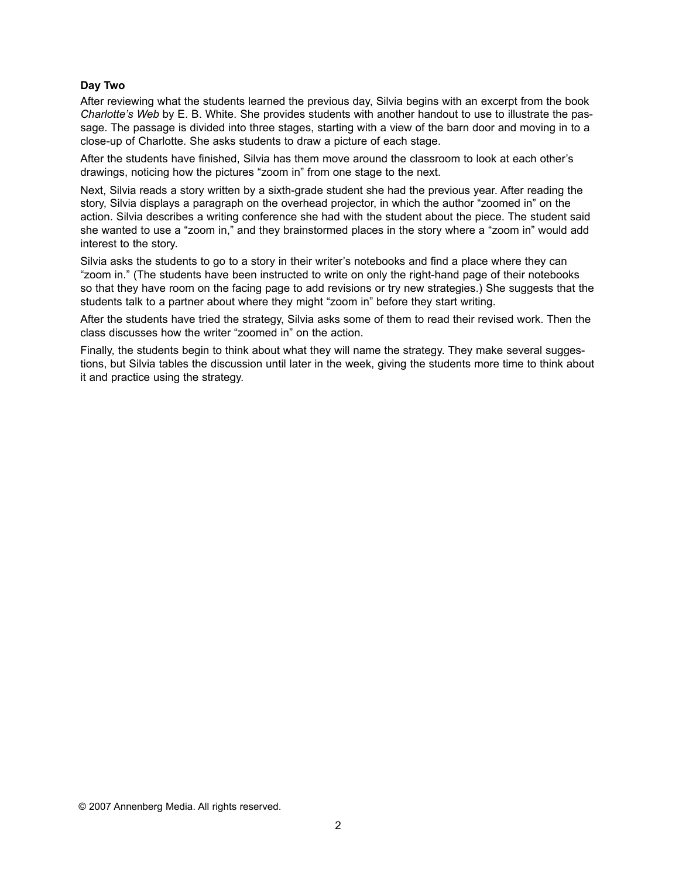**Day Two**

After reviewing what the students learned the previous day, Silvia begins with an excerpt from the book *Charlotte's Web* by E. B. White. She provides students with another handout to use to illustrate the passage. The passage is divided into three stages, starting with a view of the barn door and moving in to a close-up of Charlotte. She asks students to draw a picture of each stage.

After the students have finished, Silvia has them move around the classroom to look at each other's drawings, noticing how the pictures "zoom in" from one stage to the next.

Next, Silvia reads a story written by a sixth-grade student she had the previous year. After reading the story, Silvia displays a paragraph on the overhead projector, in which the author "zoomed in" on the action. Silvia describes a writing conference she had with the student about the piece. The student said she wanted to use a "zoom in," and they brainstormed places in the story where a "zoom in" would add interest to the story.

Silvia asks the students to go to a story in their writer's notebooks and find a place where they can "zoom in." (The students have been instructed to write on only the right-hand page of their notebooks so that they have room on the facing page to add revisions or try new strategies.) She suggests that the students talk to a partner about where they might "zoom in" before they start writing.

After the students have tried the strategy, Silvia asks some of them to read their revised work. Then the class discusses how the writer "zoomed in" on the action.

Finally, the students begin to think about what they will name the strategy. They make several suggestions, but Silvia tables the discussion until later in the week, giving the students more time to think about it and practice using the strategy.

© 2007 Annenberg Media. All rights reserved.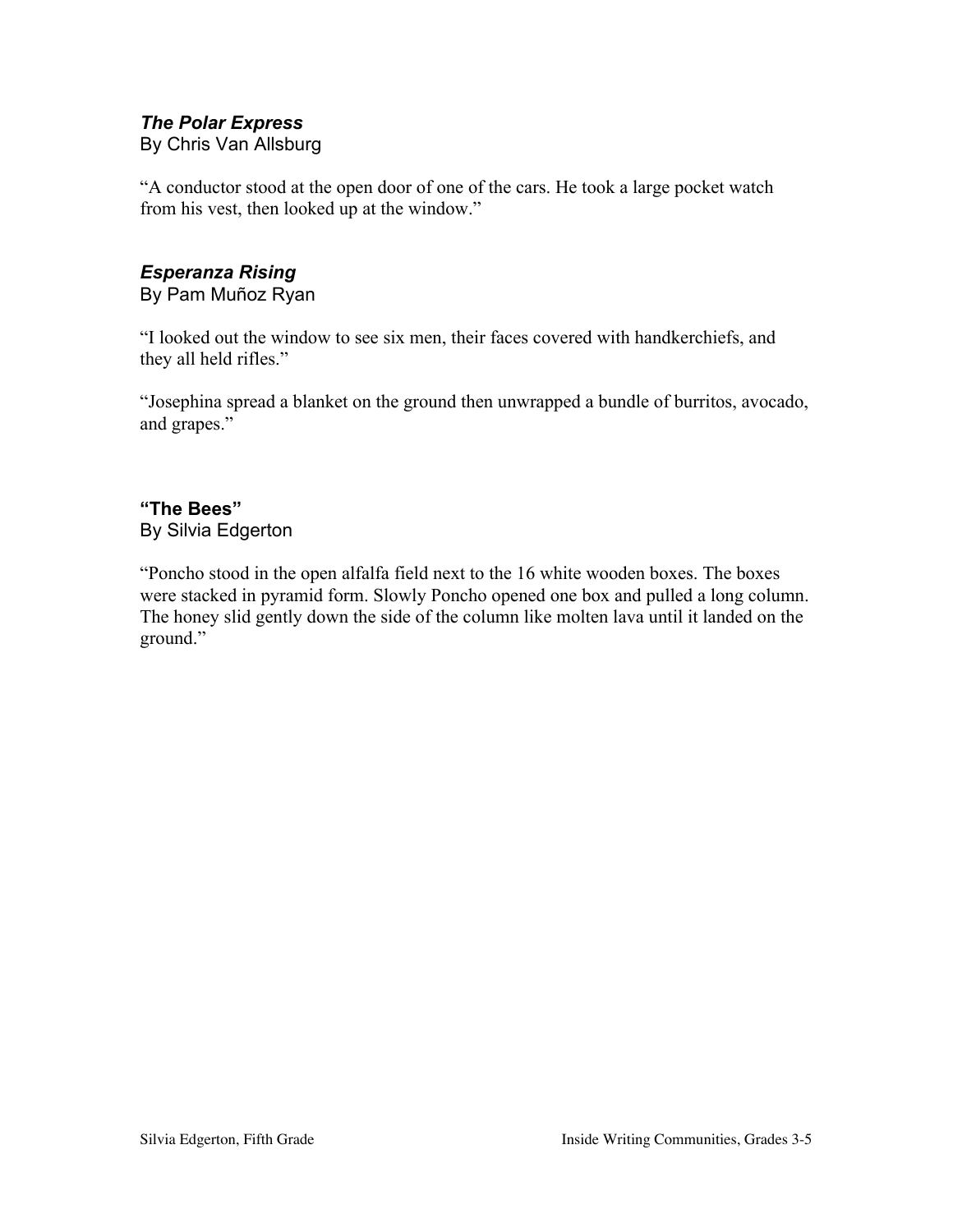***The Polar Express***
By Chris Van Allsburg

"A conductor stood at the open door of one of the cars. He took a large pocket watch from his vest, then looked up at the window."

***Esperanza Rising***
By Pam Muñoz Ryan

"I looked out the window to see six men, their faces covered with handkerchiefs, and they all held rifles."

"Josephina spread a blanket on the ground then unwrapped a bundle of burritos, avocado, and grapes."

**"The Bees"**
By Silvia Edgerton

"Poncho stood in the open alfalfa field next to the 16 white wooden boxes. The boxes were stacked in pyramid form. Slowly Poncho opened one box and pulled a long column. The honey slid gently down the side of the column like molten lava until it landed on the ground."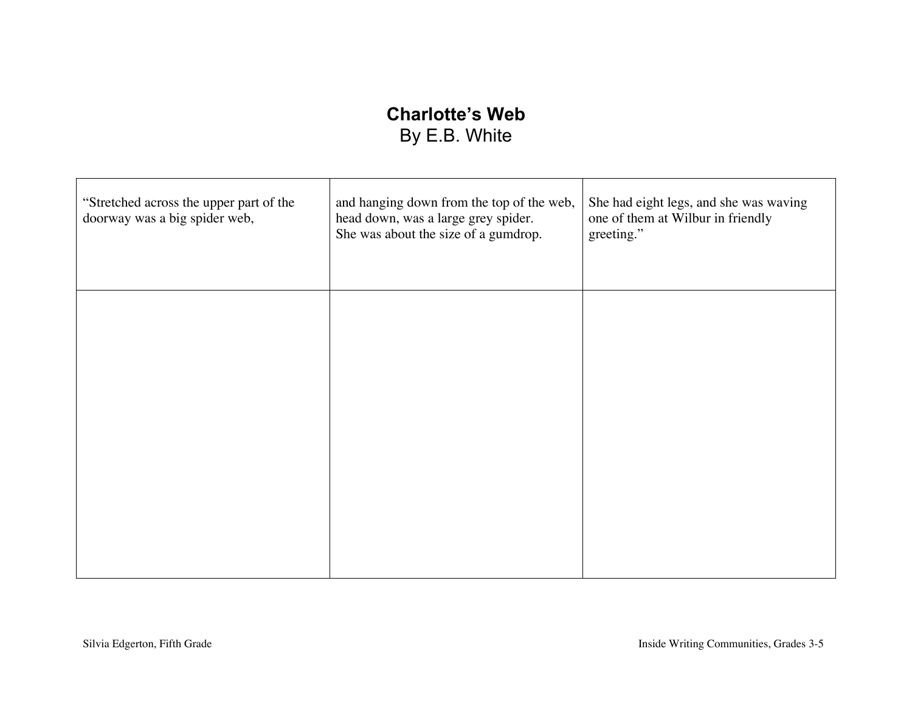# Charlotte's Web

By E.B. White

| | | |
|---|---|---|
| "Stretched across the upper part of the doorway was a big spider web, | and hanging down from the top of the web, head down, was a large grey spider. She was about the size of a gumdrop. | She had eight legs, and she was waving one of them at Wilbur in friendly greeting." |
| | | |

Silvia Edgerton, Fifth Grade

Inside Writing Communities, Grades 3-5